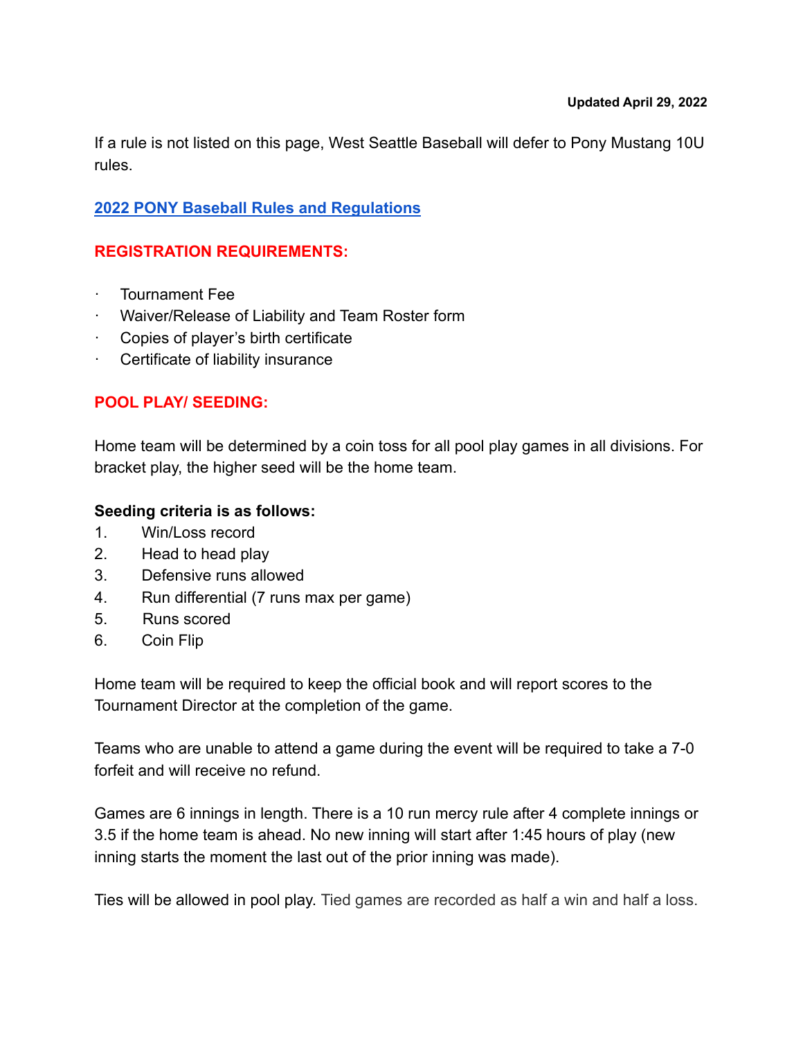**Updated April 29, 2022**

If a rule is not listed on this page, West Seattle Baseball will defer to Pony Mustang 10U rules.

**2022 PONY Baseball Rules and Regulations**

## REGISTRATION REQUIREMENTS:

- Tournament Fee
- Waiver/Release of Liability and Team Roster form
- Copies of player's birth certificate
- Certificate of liability insurance

## POOL PLAY/ SEEDING:

Home team will be determined by a coin toss for all pool play games in all divisions. For bracket play, the higher seed will be the home team.

**Seeding criteria is as follows:**

1. Win/Loss record
2. Head to head play
3. Defensive runs allowed
4. Run differential (7 runs max per game)
5. Runs scored
6. Coin Flip

Home team will be required to keep the official book and will report scores to the Tournament Director at the completion of the game.

Teams who are unable to attend a game during the event will be required to take a 7-0 forfeit and will receive no refund.

Games are 6 innings in length. There is a 10 run mercy rule after 4 complete innings or 3.5 if the home team is ahead. No new inning will start after 1:45 hours of play (new inning starts the moment the last out of the prior inning was made).

Ties will be allowed in pool play. Tied games are recorded as half a win and half a loss.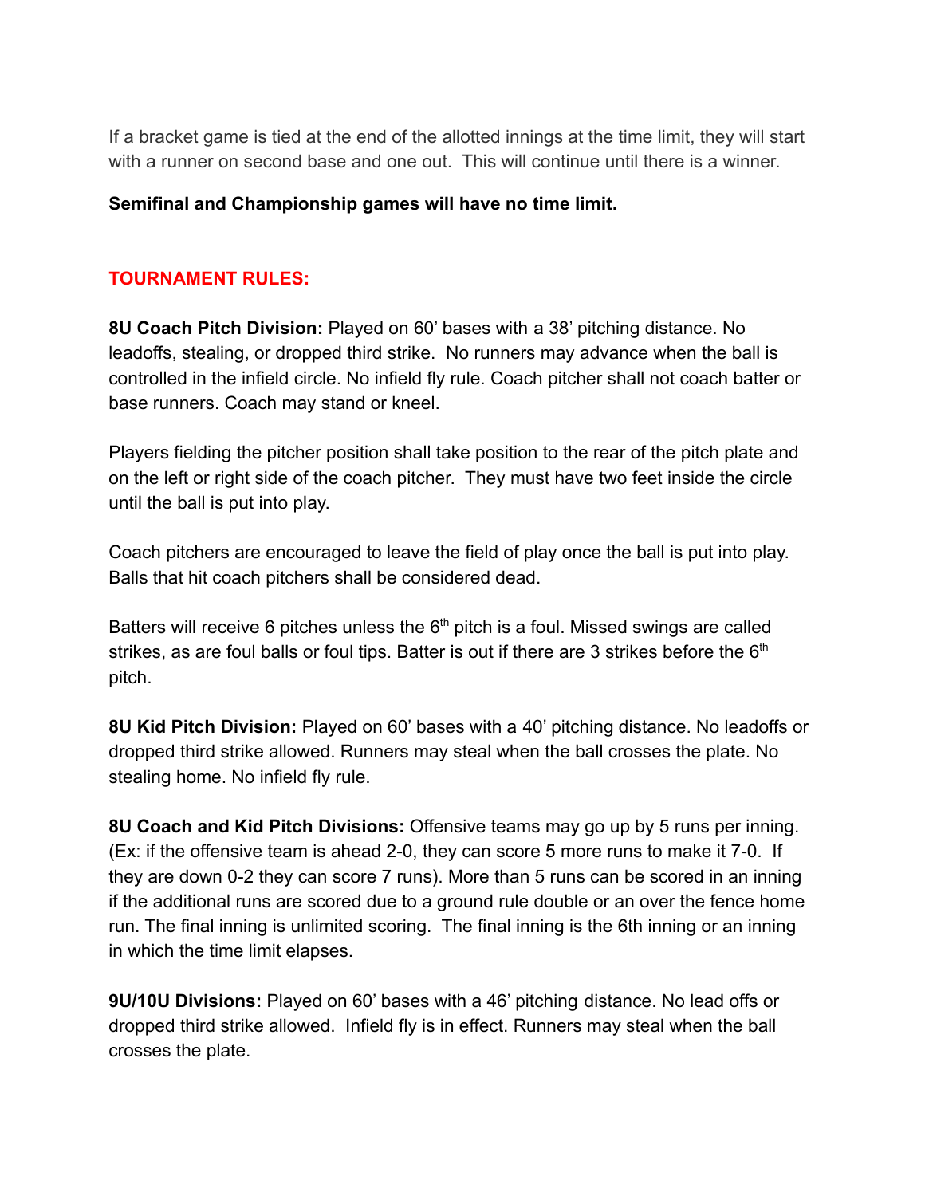If a bracket game is tied at the end of the allotted innings at the time limit, they will start with a runner on second base and one out. This will continue until there is a winner.

**Semifinal and Championship games will have no time limit.**

## TOURNAMENT RULES:

**8U Coach Pitch Division:** Played on 60' bases with a 38' pitching distance. No leadoffs, stealing, or dropped third strike. No runners may advance when the ball is controlled in the infield circle. No infield fly rule. Coach pitcher shall not coach batter or base runners. Coach may stand or kneel.

Players fielding the pitcher position shall take position to the rear of the pitch plate and on the left or right side of the coach pitcher. They must have two feet inside the circle until the ball is put into play.

Coach pitchers are encouraged to leave the field of play once the ball is put into play. Balls that hit coach pitchers shall be considered dead.

Batters will receive 6 pitches unless the 6th pitch is a foul. Missed swings are called strikes, as are foul balls or foul tips. Batter is out if there are 3 strikes before the 6th pitch.

**8U Kid Pitch Division:** Played on 60' bases with a 40' pitching distance. No leadoffs or dropped third strike allowed. Runners may steal when the ball crosses the plate. No stealing home. No infield fly rule.

**8U Coach and Kid Pitch Divisions:** Offensive teams may go up by 5 runs per inning. (Ex: if the offensive team is ahead 2-0, they can score 5 more runs to make it 7-0. If they are down 0-2 they can score 7 runs). More than 5 runs can be scored in an inning if the additional runs are scored due to a ground rule double or an over the fence home run. The final inning is unlimited scoring. The final inning is the 6th inning or an inning in which the time limit elapses.

**9U/10U Divisions:** Played on 60' bases with a 46' pitching distance. No lead offs or dropped third strike allowed. Infield fly is in effect. Runners may steal when the ball crosses the plate.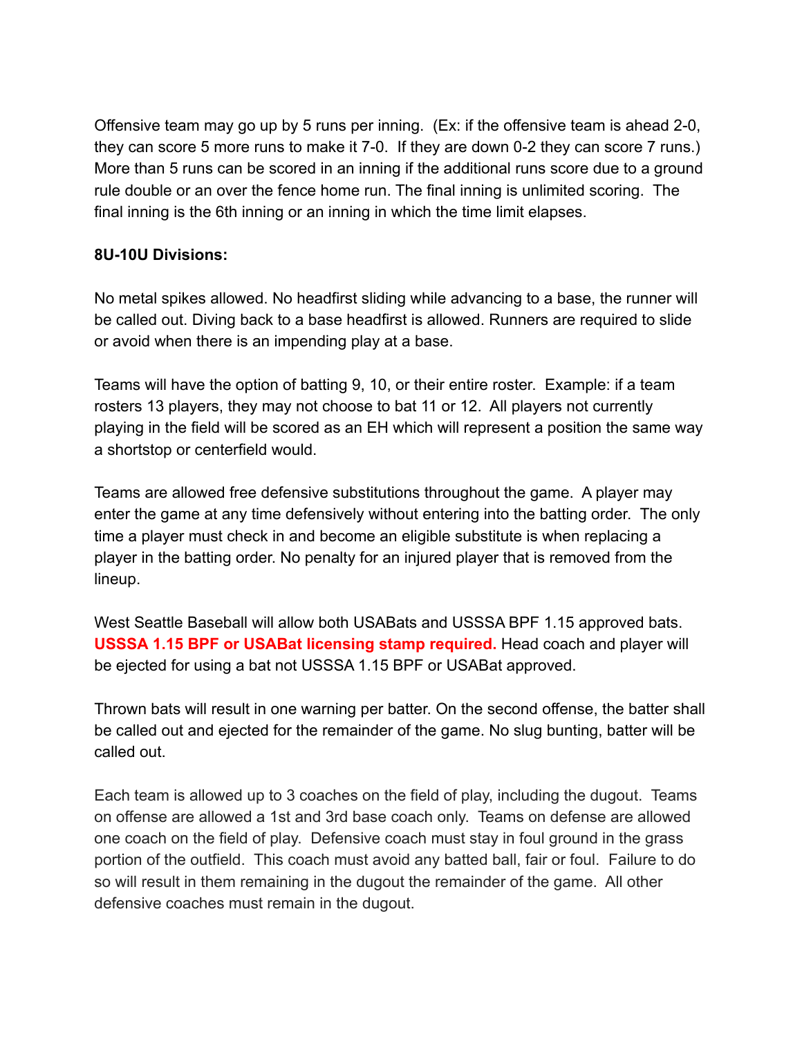Offensive team may go up by 5 runs per inning. (Ex: if the offensive team is ahead 2-0, they can score 5 more runs to make it 7-0. If they are down 0-2 they can score 7 runs.) More than 5 runs can be scored in an inning if the additional runs score due to a ground rule double or an over the fence home run. The final inning is unlimited scoring. The final inning is the 6th inning or an inning in which the time limit elapses.

**8U-10U Divisions:**

No metal spikes allowed. No headfirst sliding while advancing to a base, the runner will be called out. Diving back to a base headfirst is allowed. Runners are required to slide or avoid when there is an impending play at a base.

Teams will have the option of batting 9, 10, or their entire roster. Example: if a team rosters 13 players, they may not choose to bat 11 or 12. All players not currently playing in the field will be scored as an EH which will represent a position the same way a shortstop or centerfield would.

Teams are allowed free defensive substitutions throughout the game. A player may enter the game at any time defensively without entering into the batting order. The only time a player must check in and become an eligible substitute is when replacing a player in the batting order. No penalty for an injured player that is removed from the lineup.

West Seattle Baseball will allow both USABats and USSSA BPF 1.15 approved bats. **USSSA 1.15 BPF or USABat licensing stamp required.** Head coach and player will be ejected for using a bat not USSSA 1.15 BPF or USABat approved.

Thrown bats will result in one warning per batter. On the second offense, the batter shall be called out and ejected for the remainder of the game. No slug bunting, batter will be called out.

Each team is allowed up to 3 coaches on the field of play, including the dugout. Teams on offense are allowed a 1st and 3rd base coach only. Teams on defense are allowed one coach on the field of play. Defensive coach must stay in foul ground in the grass portion of the outfield. This coach must avoid any batted ball, fair or foul. Failure to do so will result in them remaining in the dugout the remainder of the game. All other defensive coaches must remain in the dugout.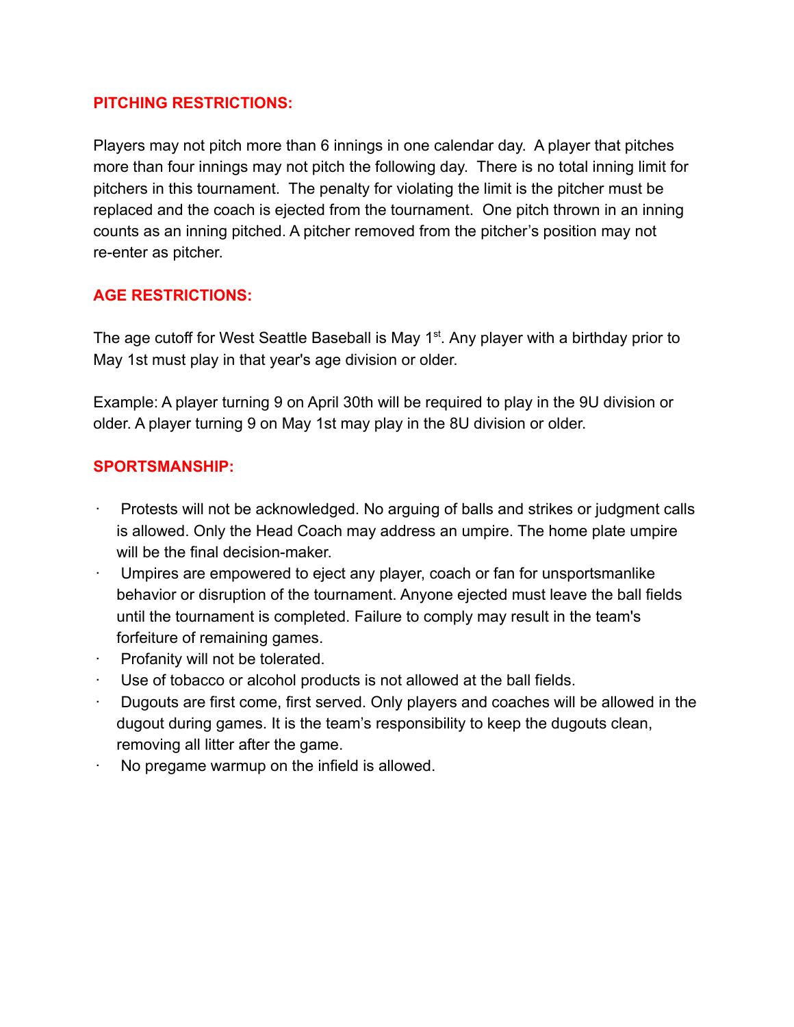## PITCHING RESTRICTIONS:

Players may not pitch more than 6 innings in one calendar day. A player that pitches more than four innings may not pitch the following day. There is no total inning limit for pitchers in this tournament. The penalty for violating the limit is the pitcher must be replaced and the coach is ejected from the tournament. One pitch thrown in an inning counts as an inning pitched. A pitcher removed from the pitcher's position may not re-enter as pitcher.

## AGE RESTRICTIONS:

The age cutoff for West Seattle Baseball is May 1st. Any player with a birthday prior to May 1st must play in that year's age division or older.

Example: A player turning 9 on April 30th will be required to play in the 9U division or older. A player turning 9 on May 1st may play in the 8U division or older.

## SPORTSMANSHIP:

- Protests will not be acknowledged. No arguing of balls and strikes or judgment calls is allowed. Only the Head Coach may address an umpire. The home plate umpire will be the final decision-maker.
- Umpires are empowered to eject any player, coach or fan for unsportsmanlike behavior or disruption of the tournament. Anyone ejected must leave the ball fields until the tournament is completed. Failure to comply may result in the team's forfeiture of remaining games.
- Profanity will not be tolerated.
- Use of tobacco or alcohol products is not allowed at the ball fields.
- Dugouts are first come, first served. Only players and coaches will be allowed in the dugout during games. It is the team's responsibility to keep the dugouts clean, removing all litter after the game.
- No pregame warmup on the infield is allowed.